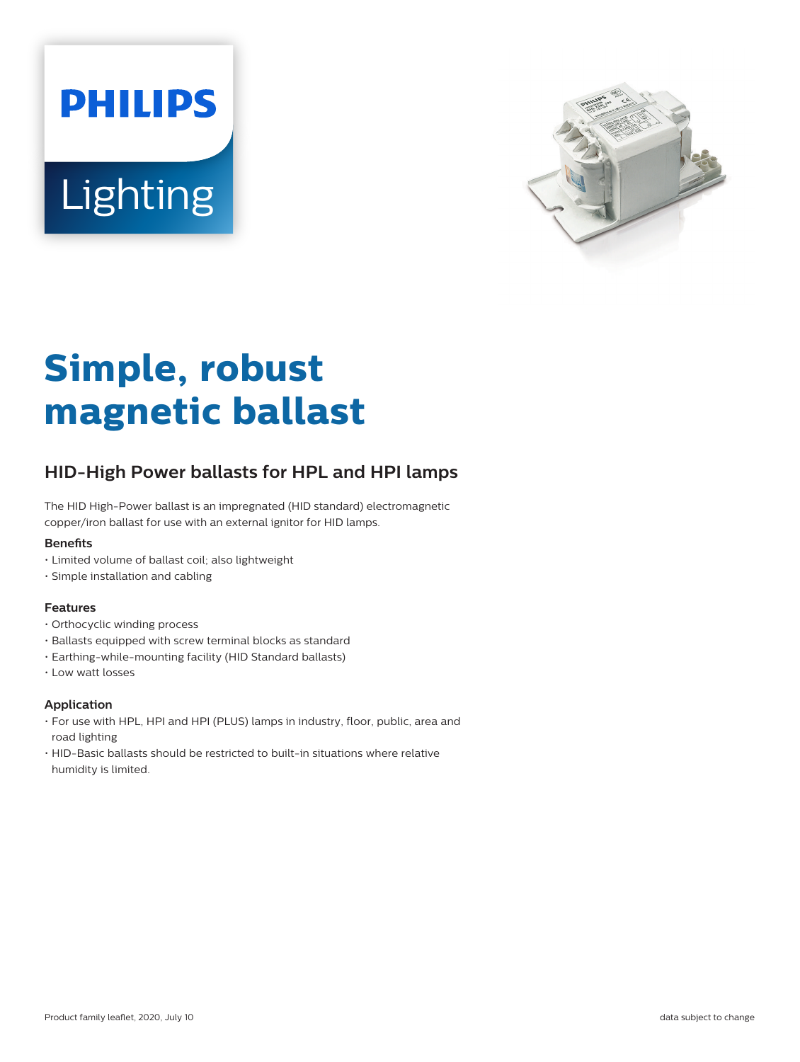# Simple, robust magnetic ballast

## HID-High Power ballasts for HPL and HPI lamps

The HID High-Power ballast is an impregnated (HID standard) electromagnetic copper/iron ballast for use with an external ignitor for HID lamps.

### Benefits

- Limited volume of ballast coil; also lightweight
- Simple installation and cabling

### Features

- Orthocyclic winding process
- Ballasts equipped with screw terminal blocks as standard
- Earthing-while-mounting facility (HID Standard ballasts)
- Low watt losses

### Application

- For use with HPL, HPI and HPI (PLUS) lamps in industry, floor, public, area and road lighting
- HID-Basic ballasts should be restricted to built-in situations where relative humidity is limited.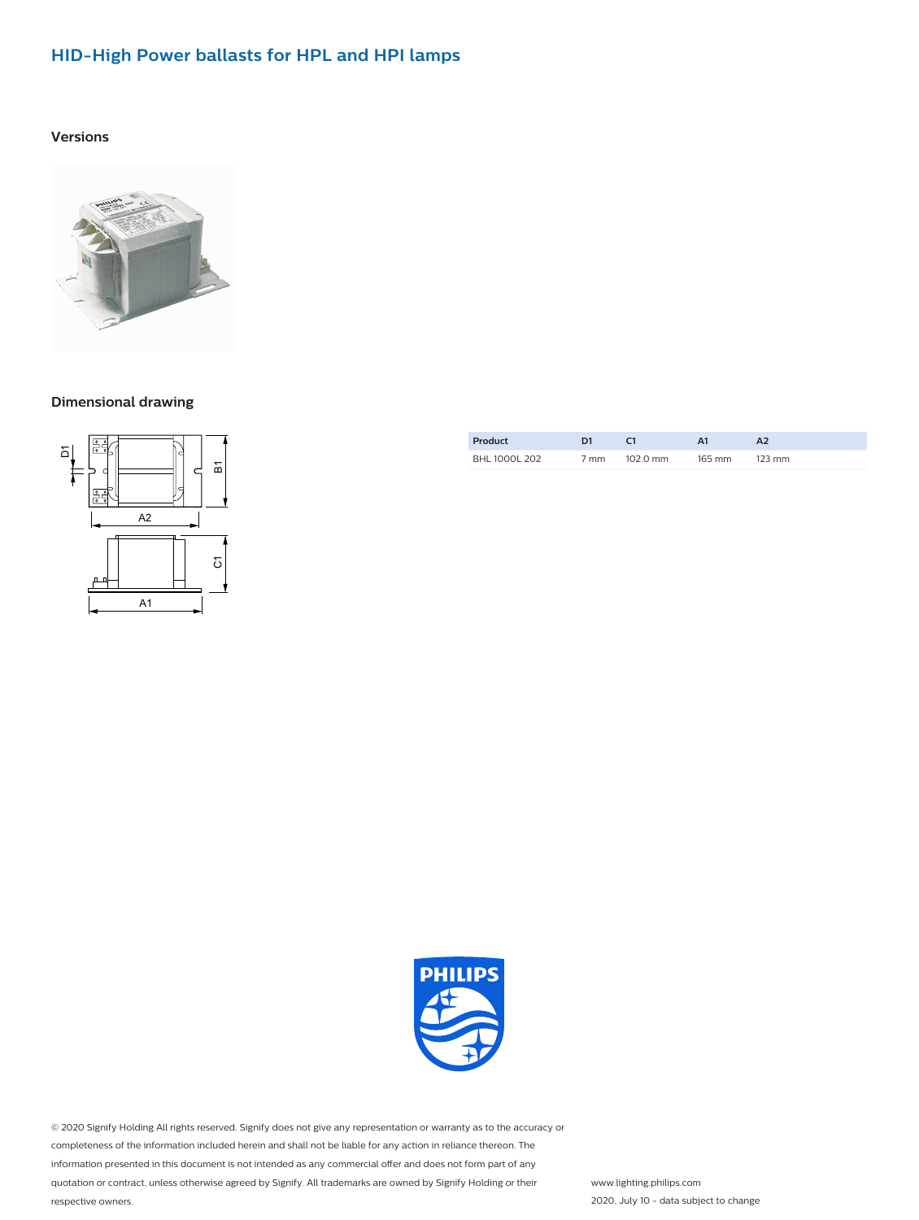# HID-High Power ballasts for HPL and HPI lamps

## Versions

## Dimensional drawing

D1

B1

A2

C1

A1

| Product | D1 | C1 | A1 | A2 |
|---|---|---|---|---|
| BHL 1000L 202 | 7 mm | 102.0 mm | 165 mm | 123 mm |

© 2020 Signify Holding All rights reserved. Signify does not give any representation or warranty as to the accuracy or completeness of the information included herein and shall not be liable for any action in reliance thereon. The information presented in this document is not intended as any commercial offer and does not form part of any quotation or contract, unless otherwise agreed by Signify. All trademarks are owned by Signify Holding or their respective owners.

www.lighting.philips.com

2020, July 10 - data subject to change